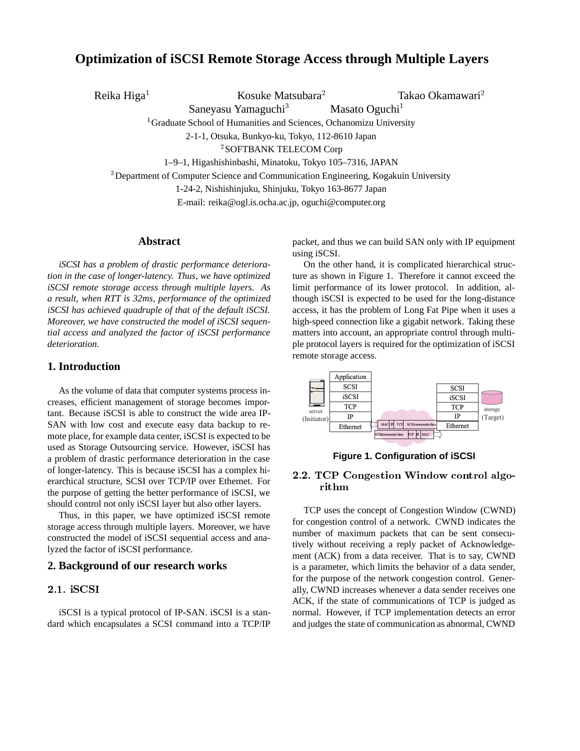# Optimization of iSCSI Remote Storage Access through Multiple Layers

Reika Higa[1] Kosuke Matsubara[2] Takao Okamawari[2]
Saneyasu Yamaguchi[3] Masato Oguchi[1]

[1]Graduate School of Humanities and Sciences, Ochanomizu University
2-1-1, Otsuka, Bunkyo-ku, Tokyo, 112-8610 Japan
[2]SOFTBANK TELECOM Corp
1–9–1, Higashishinbashi, Minatoku, Tokyo 105–7316, JAPAN
[3]Department of Computer Science and Communication Engineering, Kogakuin University
1-24-2, Nishishinjuku, Shinjuku, Tokyo 163-8677 Japan
E-mail: reika@ogl.is.ocha.ac.jp, oguchi@computer.org

## Abstract

*iSCSI has a problem of drastic performance deterioration in the case of longer-latency. Thus, we have optimized iSCSI remote storage access through multiple layers. As a result, when RTT is 32ms, performance of the optimized iSCSI has achieved quadruple of that of the default iSCSI. Moreover, we have constructed the model of iSCSI sequential access and analyzed the factor of iSCSI performance deterioration.*

## 1. Introduction

As the volume of data that computer systems process increases, efficient management of storage becomes important. Because iSCSI is able to construct the wide area IP-SAN with low cost and execute easy data backup to remote place, for example data center, iSCSI is expected to be used as Storage Outsourcing service. However, iSCSI has a problem of drastic performance deterioration in the case of longer-latency. This is because iSCSI has a complex hierarchical structure, SCSI over TCP/IP over Ethernet. For the purpose of getting the better performance of iSCSI, we should control not only iSCSI layer but also other layers.

Thus, in this paper, we have optimized iSCSI remote storage access through multiple layers. Moreover, we have constructed the model of iSCSI sequential access and analyzed the factor of iSCSI performance.

## 2. Background of our research works

### 2.1. iSCSI

iSCSI is a typical protocol of IP-SAN. iSCSI is a standard which encapsulates a SCSI command into a TCP/IP packet, and thus we can build SAN only with IP equipment using iSCSI.

On the other hand, it is complicated hierarchical structure as shown in Figure 1. Therefore it cannot exceed the limit performance of its lower protocol. In addition, although iSCSI is expected to be used for the long-distance access, it has the problem of Long Fat Pipe when it uses a high-speed connection like a gigabit network. Taking these matters into account, an appropriate control through multiple protocol layers is required for the optimization of iSCSI remote storage access.

**Figure 1. Configuration of iSCSI**

### 2.2. TCP Congestion Window control algorithm

TCP uses the concept of Congestion Window (CWND) for congestion control of a network. CWND indicates the number of maximum packets that can be sent consecutively without receiving a reply packet of Acknowledgement (ACK) from a data receiver. That is to say, CWND is a parameter, which limits the behavior of a data sender, for the purpose of the network congestion control. Generally, CWND increases whenever a data sender receives one ACK, if the state of communications of TCP is judged as normal. However, if TCP implementation detects an error and judges the state of communication as abnormal, CWND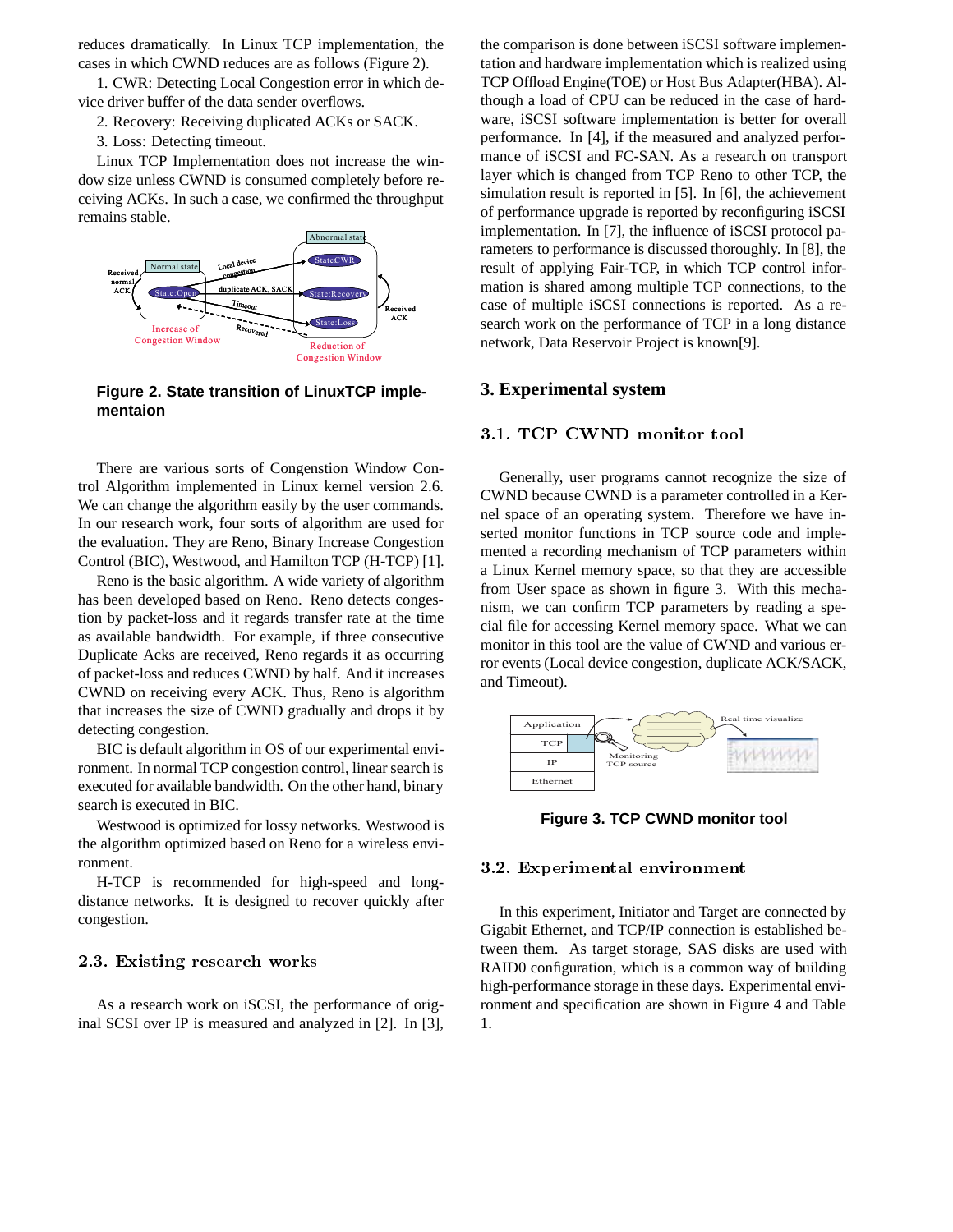reduces dramatically. In Linux TCP implementation, the cases in which CWND reduces are as follows (Figure 2).

1. CWR: Detecting Local Congestion error in which device driver buffer of the data sender overflows.

2. Recovery: Receiving duplicated ACKs or SACK.

3. Loss: Detecting timeout.

Linux TCP Implementation does not increase the window size unless CWND is consumed completely before receiving ACKs. In such a case, we confirmed the throughput remains stable.

**Figure 2. State transition of LinuxTCP implementaion**

There are various sorts of Congestion Window Control Algorithm implemented in Linux kernel version 2.6. We can change the algorithm easily by the user commands. In our research work, four sorts of algorithm are used for the evaluation. They are Reno, Binary Increase Congestion Control (BIC), Westwood, and Hamilton TCP (H-TCP) [1].

Reno is the basic algorithm. A wide variety of algorithm has been developed based on Reno. Reno detects congestion by packet-loss and it regards transfer rate at the time as available bandwidth. For example, if three consecutive Duplicate Acks are received, Reno regards it as occurring of packet-loss and reduces CWND by half. And it increases CWND on receiving every ACK. Thus, Reno is algorithm that increases the size of CWND gradually and drops it by detecting congestion.

BIC is default algorithm in OS of our experimental environment. In normal TCP congestion control, linear search is executed for available bandwidth. On the other hand, binary search is executed in BIC.

Westwood is optimized for lossy networks. Westwood is the algorithm optimized based on Reno for a wireless environment.

H-TCP is recommended for high-speed and long-distance networks. It is designed to recover quickly after congestion.

### 2.3. Existing research works

As a research work on iSCSI, the performance of original SCSI over IP is measured and analyzed in [2]. In [3], the comparison is done between iSCSI software implementation and hardware implementation which is realized using TCP Offload Engine(TOE) or Host Bus Adapter(HBA). Although a load of CPU can be reduced in the case of hardware, iSCSI software implementation is better for overall performance. In [4], if the measured and analyzed performance of iSCSI and FC-SAN. As a research on transport layer which is changed from TCP Reno to other TCP, the simulation result is reported in [5]. In [6], the achievement of performance upgrade is reported by reconfiguring iSCSI implementation. In [7], the influence of iSCSI protocol parameters to performance is discussed thoroughly. In [8], the result of applying Fair-TCP, in which TCP control information is shared among multiple TCP connections, to the case of multiple iSCSI connections is reported. As a research work on the performance of TCP in a long distance network, Data Reservoir Project is known[9].

## 3. Experimental system

### 3.1. TCP CWND monitor tool

Generally, user programs cannot recognize the size of CWND because CWND is a parameter controlled in a Kernel space of an operating system. Therefore we have inserted monitor functions in TCP source code and implemented a recording mechanism of TCP parameters within a Linux Kernel memory space, so that they are accessible from User space as shown in figure 3. With this mechanism, we can confirm TCP parameters by reading a special file for accessing Kernel memory space. What we can monitor in this tool are the value of CWND and various error events (Local device congestion, duplicate ACK/SACK, and Timeout).

**Figure 3. TCP CWND monitor tool**

### 3.2. Experimental environment

In this experiment, Initiator and Target are connected by Gigabit Ethernet, and TCP/IP connection is established between them. As target storage, SAS disks are used with RAID0 configuration, which is a common way of building high-performance storage in these days. Experimental environment and specification are shown in Figure 4 and Table 1.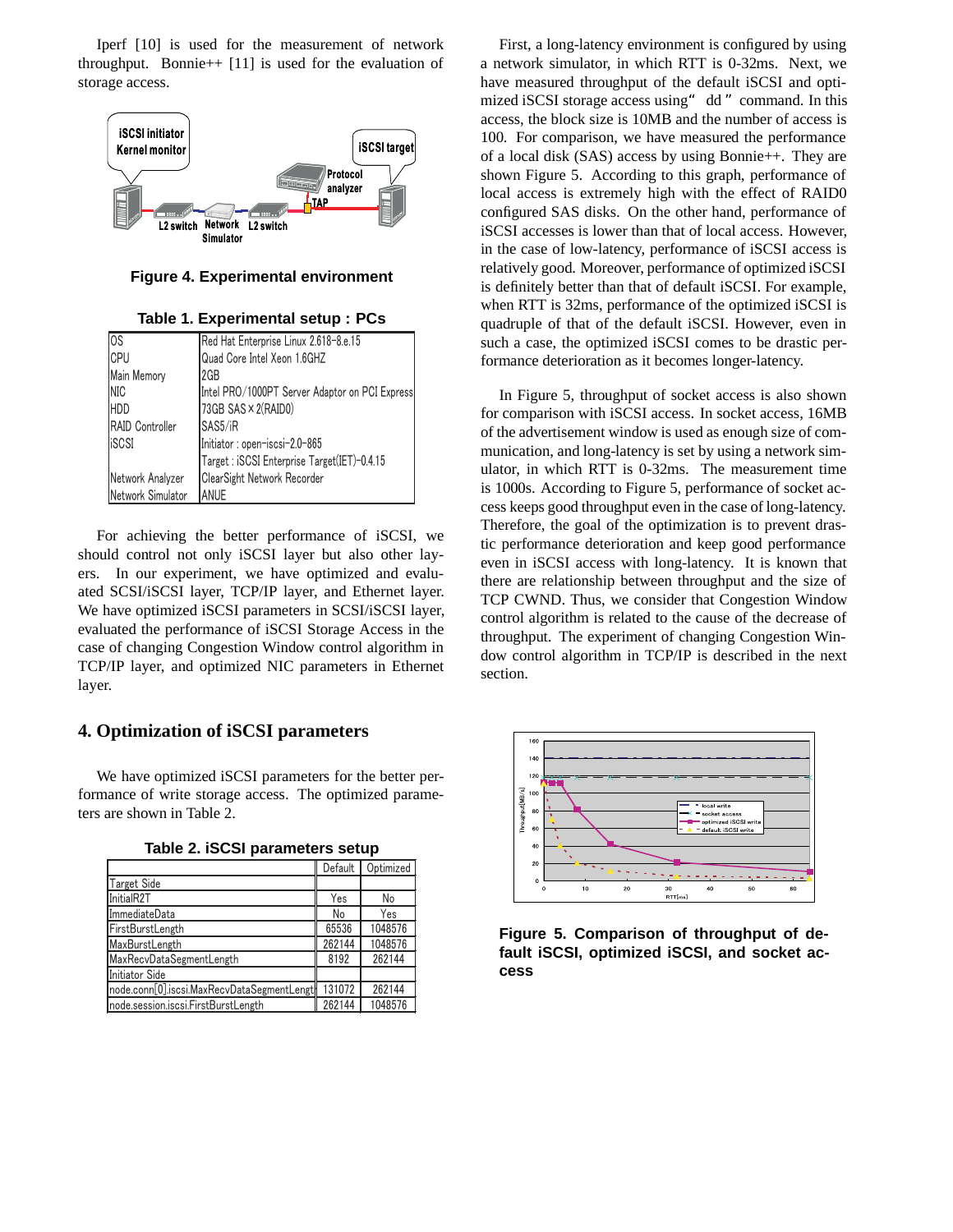Iperf [10] is used for the measurement of network throughput. Bonnie++ [11] is used for the evaluation of storage access.

**Figure 4. Experimental environment**

**Table 1. Experimental setup : PCs**

| | |
|---|---|
| OS | Red Hat Enterprise Linux 2.6.18-8.e.15 |
| CPU | Quad Core Intel Xeon 1.6GHZ |
| Main Memory | 2GB |
| NIC | Intel PRO/1000PT Server Adaptor on PCI Express |
| HDD | 73GB SAS×2(RAID0) |
| RAID Controller | SAS5/iR |
| iSCSI | Initiator : open-iscsi-2.0-865 |
| | Target : iSCSI Enterprise Target(IET)-0.4.15 |
| Network Analyzer | ClearSight Network Recorder |
| Network Simulator | ANUE |

For achieving the better performance of iSCSI, we should control not only iSCSI layer but also other layers. In our experiment, we have optimized and evaluated SCSI/iSCSI layer, TCP/IP layer, and Ethernet layer. We have optimized iSCSI parameters in SCSI/iSCSI layer, evaluated the performance of iSCSI Storage Access in the case of changing Congestion Window control algorithm in TCP/IP layer, and optimized NIC parameters in Ethernet layer.

## 4. Optimization of iSCSI parameters

We have optimized iSCSI parameters for the better performance of write storage access. The optimized parameters are shown in Table 2.

**Table 2. iSCSI parameters setup**

| | Default | Optimized |
|---|---|---|
| Target Side | | |
| InitialR2T | Yes | No |
| ImmediateData | No | Yes |
| FirstBurstLength | 65536 | 1048576 |
| MaxBurstLength | 262144 | 1048576 |
| MaxRecvDataSegmentLength | 8192 | 262144 |
| Initiator Side | | |
| node.conn[0].iscsi.MaxRecvDataSegmentLength | 131072 | 262144 |
| node.session.iscsi.FirstBurstLength | 262144 | 1048576 |

First, a long-latency environment is configured by using a network simulator, in which RTT is 0-32ms. Next, we have measured throughput of the default iSCSI and optimized iSCSI storage access using "dd" command. In this access, the block size is 10MB and the number of access is 100. For comparison, we have measured the performance of a local disk (SAS) access by using Bonnie++. They are shown Figure 5. According to this graph, performance of local access is extremely high with the effect of RAID0 configured SAS disks. On the other hand, performance of iSCSI accesses is lower than that of local access. However, in the case of low-latency, performance of iSCSI access is relatively good. Moreover, performance of optimized iSCSI is definitely better than that of default iSCSI. For example, when RTT is 32ms, performance of the optimized iSCSI is quadruple of that of the default iSCSI. However, even in such a case, the optimized iSCSI comes to be drastic performance deterioration as it becomes longer-latency.

In Figure 5, throughput of socket access is also shown for comparison with iSCSI access. In socket access, 16MB of the advertisement window is used as enough size of communication, and long-latency is set by using a network simulator, in which RTT is 0-32ms. The measurement time is 1000s. According to Figure 5, performance of socket access keeps good throughput even in the case of long-latency. Therefore, the goal of the optimization is to prevent drastic performance deterioration and keep good performance even in iSCSI access with long-latency. It is known that there are relationship between throughput and the size of TCP CWND. Thus, we consider that Congestion Window control algorithm is related to the cause of the decrease of throughput. The experiment of changing Congestion Window control algorithm in TCP/IP is described in the next section.

**Figure 5. Comparison of throughput of default iSCSI, optimized iSCSI, and socket access**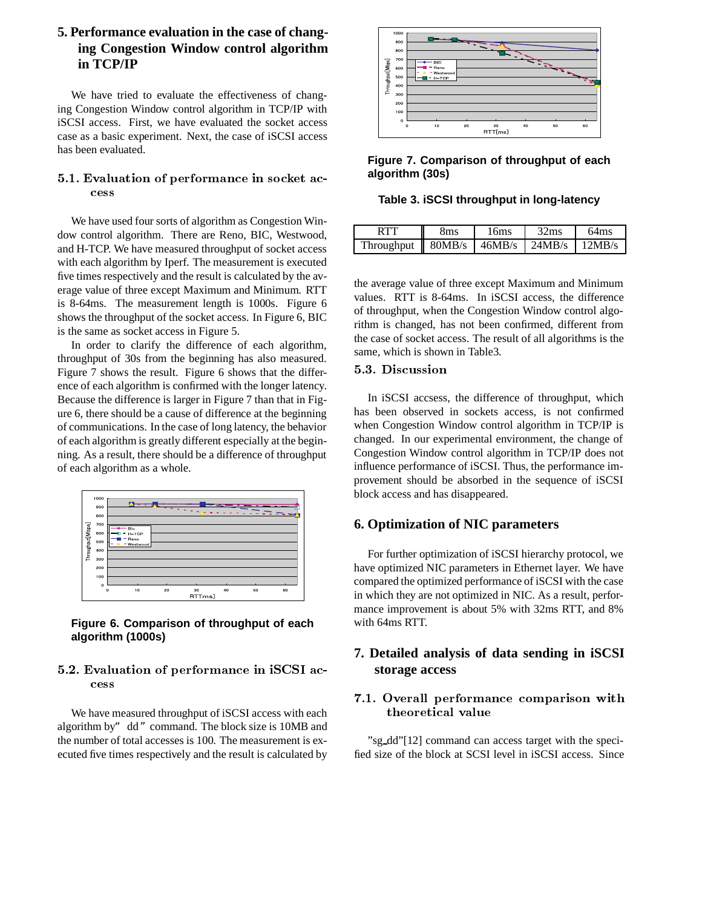## 5. Performance evaluation in the case of changing Congestion Window control algorithm in TCP/IP

We have tried to evaluate the effectiveness of changing Congestion Window control algorithm in TCP/IP with iSCSI access. First, we have evaluated the socket access case as a basic experiment. Next, the case of iSCSI access has been evaluated.

### 5.1. Evaluation of performance in socket access

We have used four sorts of algorithm as Congestion Window control algorithm. There are Reno, BIC, Westwood, and H-TCP. We have measured throughput of socket access with each algorithm by Iperf. The measurement is executed five times respectively and the result is calculated by the average value of three except Maximum and Minimum. RTT is 8-64ms. The measurement length is 1000s. Figure 6 shows the throughput of the socket access. In Figure 6, BIC is the same as socket access in Figure 5.

In order to clarify the difference of each algorithm, throughput of 30s from the beginning has also measured. Figure 7 shows the result. Figure 6 shows that the difference of each algorithm is confirmed with the longer latency. Because the difference is larger in Figure 7 than that in Figure 6, there should be a cause of difference at the beginning of communications. In the case of long latency, the behavior of each algorithm is greatly different especially at the beginning. As a result, there should be a difference of throughput of each algorithm as a whole.

Figure 6. Comparison of throughput of each algorithm (1000s)

### 5.2. Evaluation of performance in iSCSI access

We have measured throughput of iSCSI access with each algorithm by "dd" command. The block size is 10MB and the number of total accesses is 100. The measurement is executed five times respectively and the result is calculated by the average value of three except Maximum and Minimum values. RTT is 8-64ms. In iSCSI access, the difference of throughput, when the Congestion Window control algorithm is changed, has not been confirmed, different from the case of socket access. The result of all algorithms is the same, which is shown in Table3.

Figure 7. Comparison of throughput of each algorithm (30s)

Table 3. iSCSI throughput in long-latency

| RTT | 8ms | 16ms | 32ms | 64ms |
|---|---|---|---|---|
| Throughput | 80MB/s | 46MB/s | 24MB/s | 12MB/s |

### 5.3. Discussion

In iSCSI accsess, the difference of throughput, which has been observed in sockets access, is not confirmed when Congestion Window control algorithm in TCP/IP is changed. In our experimental environment, the change of Congestion Window control algorithm in TCP/IP does not influence performance of iSCSI. Thus, the performance improvement should be absorbed in the sequence of iSCSI block access and has disappeared.

## 6. Optimization of NIC parameters

For further optimization of iSCSI hierarchy protocol, we have optimized NIC parameters in Ethernet layer. We have compared the optimized performance of iSCSI with the case in which they are not optimized in NIC. As a result, performance improvement is about 5% with 32ms RTT, and 8% with 64ms RTT.

## 7. Detailed analysis of data sending in iSCSI storage access

### 7.1. Overall performance comparison with theoretical value

"sg_dd"[12] command can access target with the specified size of the block at SCSI level in iSCSI access. Since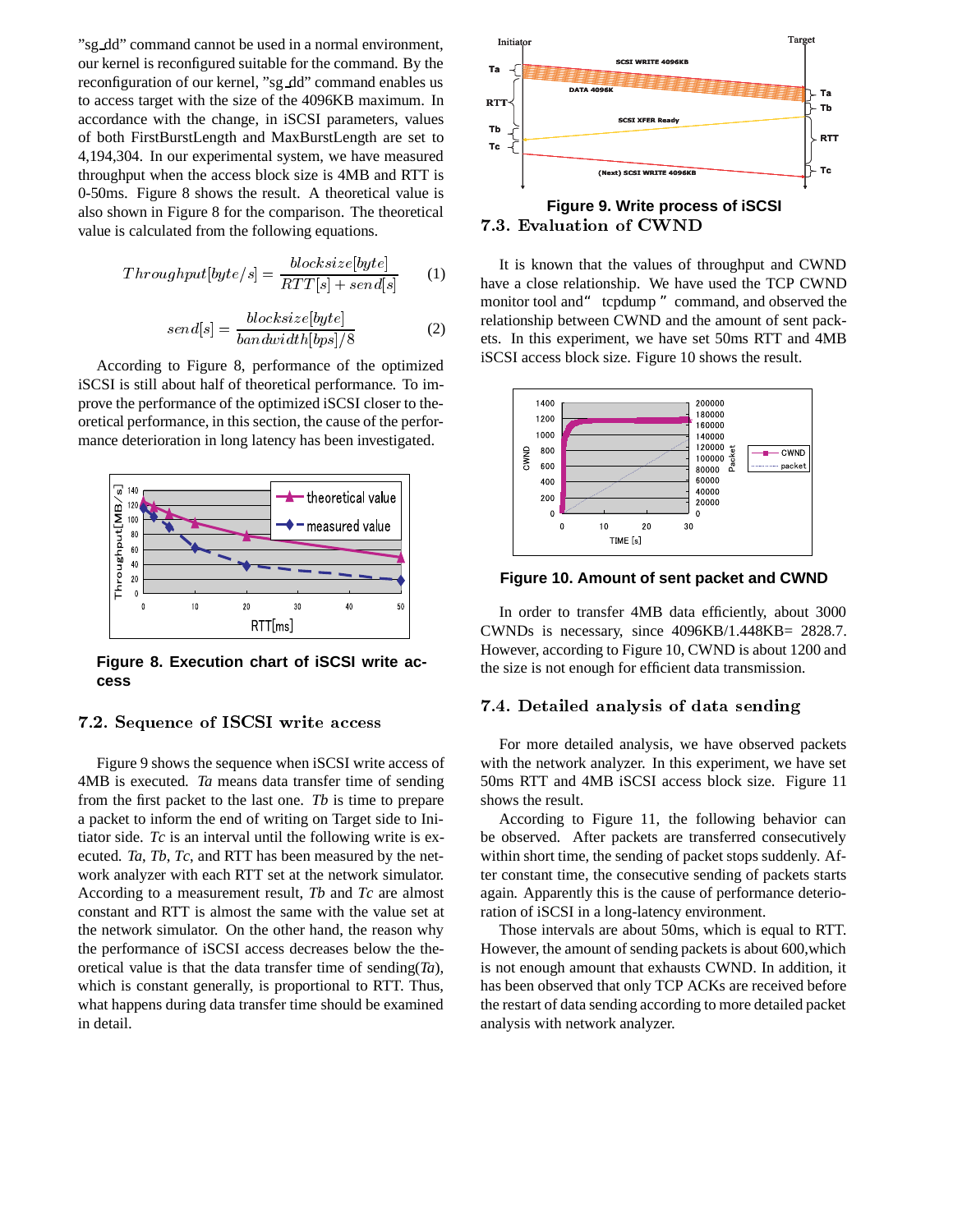"sg_dd" command cannot be used in a normal environment, our kernel is reconfigured suitable for the command. By the reconfiguration of our kernel, "sg_dd" command enables us to access target with the size of the 4096KB maximum. In accordance with the change, in iSCSI parameters, values of both FirstBurstLength and MaxBurstLength are set to 4,194,304. In our experimental system, we have measured throughput when the access block size is 4MB and RTT is 0-50ms. Figure 8 shows the result. A theoretical value is also shown in Figure 8 for the comparison. The theoretical value is calculated from the following equations.

$$Throughput[byte/s] = \frac{blocksize[byte]}{RTT[s] + send[s]} \quad (1)$$

$$send[s] = \frac{blocksize[byte]}{bandwidth[bps]/8} \quad (2)$$

According to Figure 8, performance of the optimized iSCSI is still about half of theoretical performance. To improve the performance of the optimized iSCSI closer to theoretical performance, in this section, the cause of the performance deterioration in long latency has been investigated.

**Figure 8. Execution chart of iSCSI write access**

### 7.2. Sequence of ISCSI write access

Figure 9 shows the sequence when iSCSI write access of 4MB is executed. *Ta* means data transfer time of sending from the first packet to the last one. *Tb* is time to prepare a packet to inform the end of writing on Target side to Initiator side. *Tc* is an interval until the following write is executed. *Ta*, *Tb*, *Tc*, and RTT has been measured by the network analyzer with each RTT set at the network simulator. According to a measurement result, *Tb* and *Tc* are almost constant and RTT is almost the same with the value set at the network simulator. On the other hand, the reason why the performance of iSCSI access decreases below the theoretical value is that the data transfer time of sending(*Ta*), which is constant generally, is proportional to RTT. Thus, what happens during data transfer time should be examined in detail.

**Figure 9. Write process of iSCSI**

### 7.3. Evaluation of CWND

It is known that the values of throughput and CWND have a close relationship. We have used the TCP CWND monitor tool and" tcpdump " command, and observed the relationship between CWND and the amount of sent packets. In this experiment, we have set 50ms RTT and 4MB iSCSI access block size. Figure 10 shows the result.

**Figure 10. Amount of sent packet and CWND**

In order to transfer 4MB data efficiently, about 3000 CWNDs is necessary, since 4096KB/1.448KB= 2828.7. However, according to Figure 10, CWND is about 1200 and the size is not enough for efficient data transmission.

### 7.4. Detailed analysis of data sending

For more detailed analysis, we have observed packets with the network analyzer. In this experiment, we have set 50ms RTT and 4MB iSCSI access block size. Figure 11 shows the result.

According to Figure 11, the following behavior can be observed. After packets are transferred consecutively within short time, the sending of packet stops suddenly. After constant time, the consecutive sending of packets starts again. Apparently this is the cause of performance deterioration of iSCSI in a long-latency environment.

Those intervals are about 50ms, which is equal to RTT. However, the amount of sending packets is about 600,which is not enough amount that exhausts CWND. In addition, it has been observed that only TCP ACKs are received before the restart of data sending according to more detailed packet analysis with network analyzer.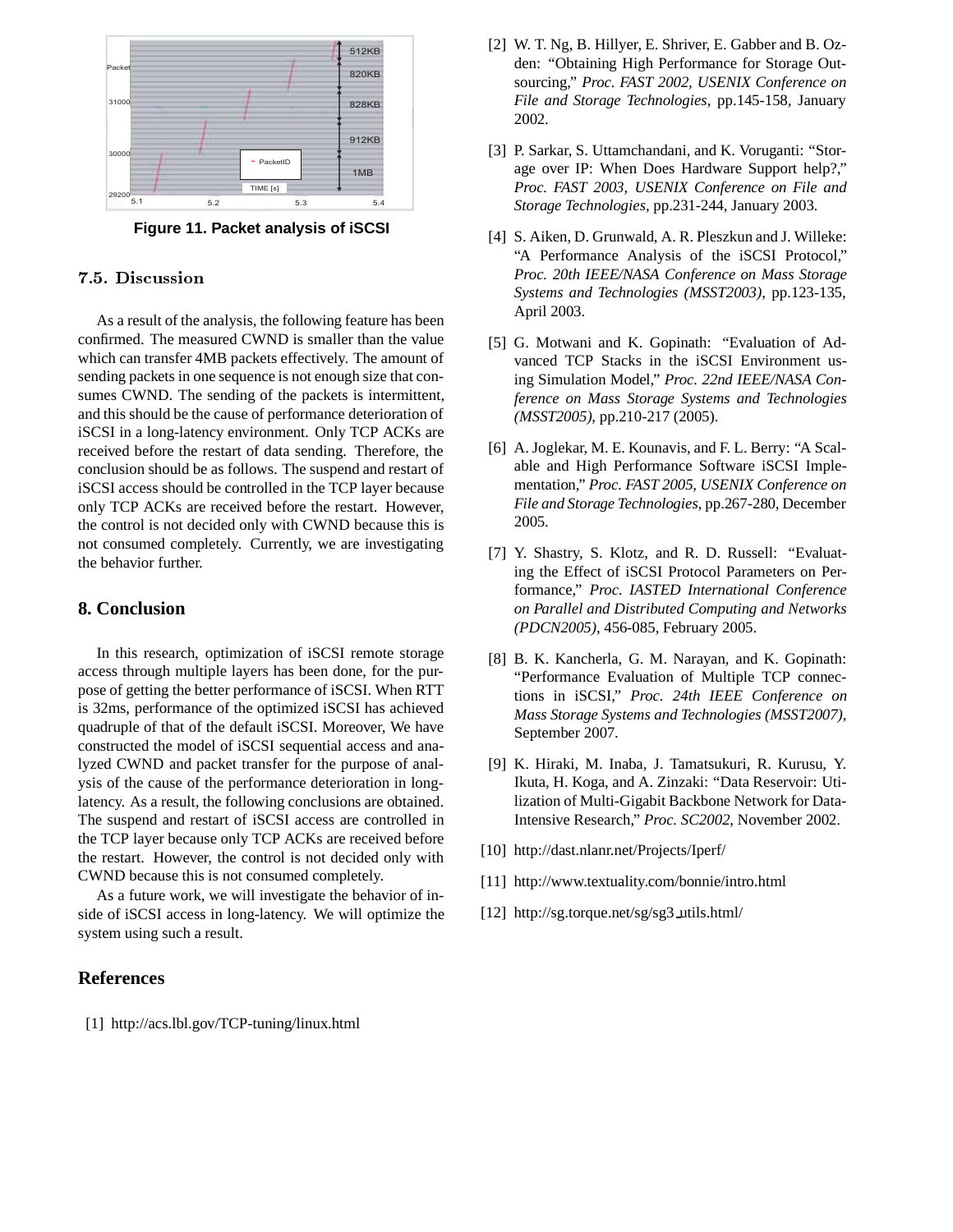Packet

31000

30000

29200

5.1

5.2

5.3

5.4

TIME [s]

PacketID

512KB

820KB

828KB

912KB

1MB

**Figure 11. Packet analysis of iSCSI**

### 7.5. Discussion

As a result of the analysis, the following feature has been confirmed. The measured CWND is smaller than the value which can transfer 4MB packets effectively. The amount of sending packets in one sequence is not enough size that consumes CWND. The sending of the packets is intermittent, and this should be the cause of performance deterioration of iSCSI in a long-latency environment. Only TCP ACKs are received before the restart of data sending. Therefore, the conclusion should be as follows. The suspend and restart of iSCSI access should be controlled in the TCP layer because only TCP ACKs are received before the restart. However, the control is not decided only with CWND because this is not consumed completely. Currently, we are investigating the behavior further.

## 8. Conclusion

In this research, optimization of iSCSI remote storage access through multiple layers has been done, for the purpose of getting the better performance of iSCSI. When RTT is 32ms, performance of the optimized iSCSI has achieved quadruple of that of the default iSCSI. Moreover, We have constructed the model of iSCSI sequential access and analyzed CWND and packet transfer for the purpose of analysis of the cause of the performance deterioration in long-latency. As a result, the following conclusions are obtained. The suspend and restart of iSCSI access are controlled in the TCP layer because only TCP ACKs are received before the restart. However, the control is not decided only with CWND because this is not consumed completely.

As a future work, we will investigate the behavior of inside of iSCSI access in long-latency. We will optimize the system using such a result.

## References

[1] http://acs.lbl.gov/TCP-tuning/linux.html

[2] W. T. Ng, B. Hillyer, E. Shriver, E. Gabber and B. Ozden: "Obtaining High Performance for Storage Outsourcing," *Proc. FAST 2002, USENIX Conference on File and Storage Technologies*, pp.145-158, January 2002.

[3] P. Sarkar, S. Uttamchandani, and K. Voruganti: "Storage over IP: When Does Hardware Support help?," *Proc. FAST 2003, USENIX Conference on File and Storage Technologies*, pp.231-244, January 2003.

[4] S. Aiken, D. Grunwald, A. R. Pleszkun and J. Willeke: "A Performance Analysis of the iSCSI Protocol," *Proc. 20th IEEE/NASA Conference on Mass Storage Systems and Technologies (MSST2003)*, pp.123-135, April 2003.

[5] G. Motwani and K. Gopinath: "Evaluation of Advanced TCP Stacks in the iSCSI Environment using Simulation Model," *Proc. 22nd IEEE/NASA Conference on Mass Storage Systems and Technologies (MSST2005)*, pp.210-217 (2005).

[6] A. Joglekar, M. E. Kounavis, and F. L. Berry: "A Scalable and High Performance Software iSCSI Implementation," *Proc. FAST 2005, USENIX Conference on File and Storage Technologies*, pp.267-280, December 2005.

[7] Y. Shastry, S. Klotz, and R. D. Russell: "Evaluating the Effect of iSCSI Protocol Parameters on Performance," *Proc. IASTED International Conference on Parallel and Distributed Computing and Networks (PDCN2005)*, 456-085, February 2005.

[8] B. K. Kancherla, G. M. Narayan, and K. Gopinath: "Performance Evaluation of Multiple TCP connections in iSCSI," *Proc. 24th IEEE Conference on Mass Storage Systems and Technologies (MSST2007)*, September 2007.

[9] K. Hiraki, M. Inaba, J. Tamatsukuri, R. Kurusu, Y. Ikuta, H. Koga, and A. Zinzaki: "Data Reservoir: Utilization of Multi-Gigabit Backbone Network for Data-Intensive Research," *Proc. SC2002*, November 2002.

[10] http://dast.nlanr.net/Projects/Iperf/

[11] http://www.textuality.com/bonnie/intro.html

[12] http://sg.torque.net/sg/sg3_utils.html/